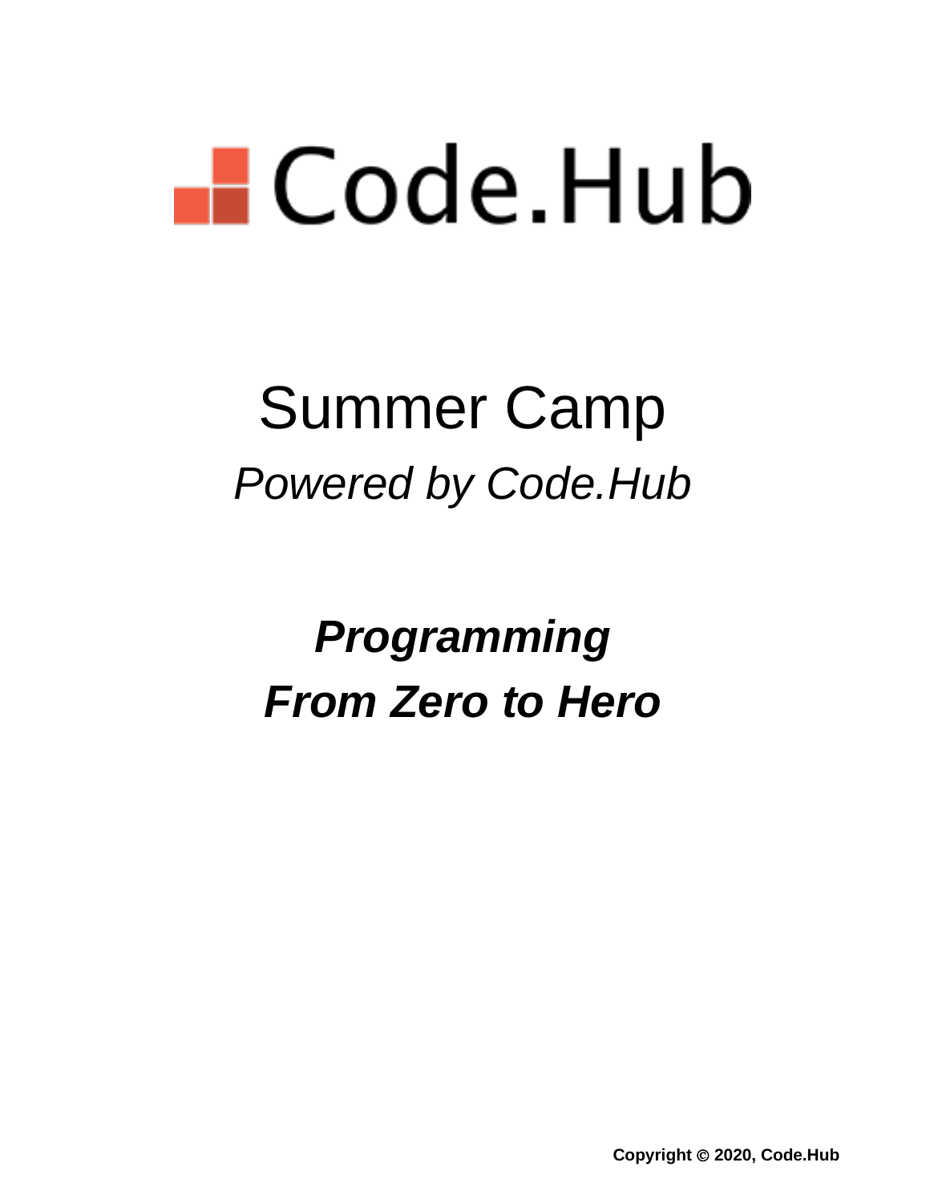# Code.Hub

## Summer Camp

*Powered by Code.Hub*

## ***Programming***
## ***From Zero to Hero***

**Copyright © 2020, Code.Hub**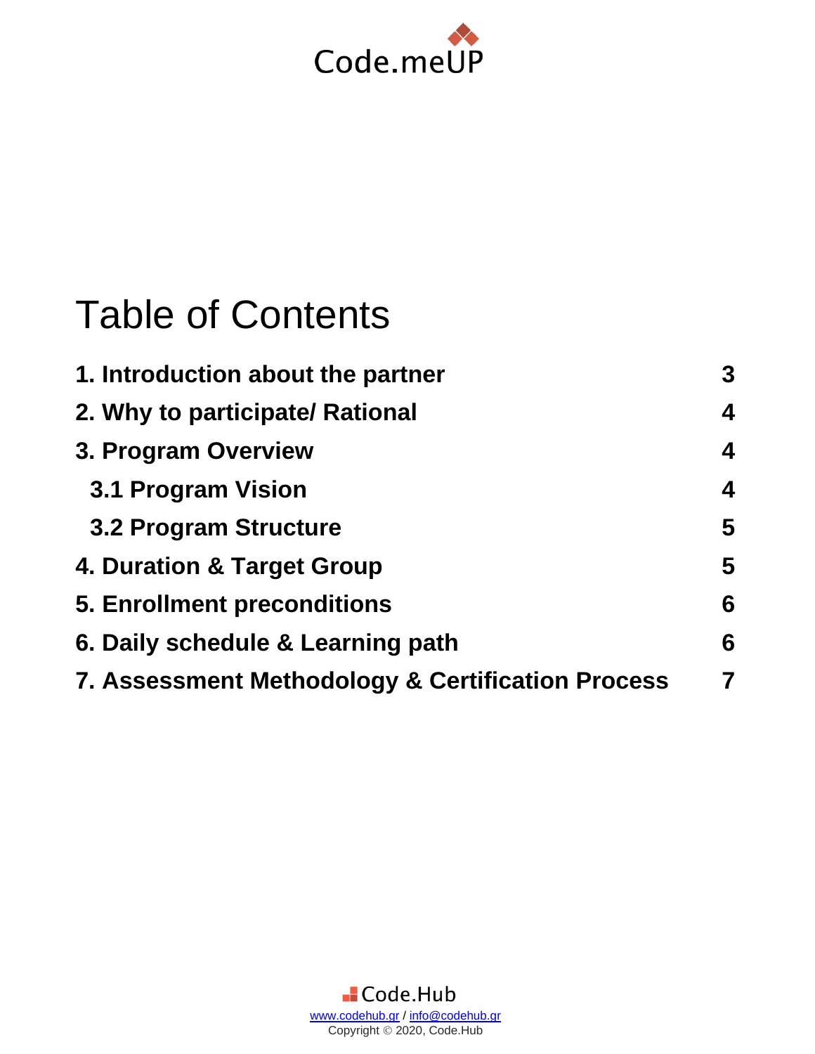Code.meUP

# Table of Contents

| | |
|---|---|
| **1. Introduction about the partner** | **3** |
| **2. Why to participate/ Rational** | **4** |
| **3. Program Overview** | **4** |
| **3.1 Program Vision** | **4** |
| **3.2 Program Structure** | **5** |
| **4. Duration & Target Group** | **5** |
| **5. Enrollment preconditions** | **6** |
| **6. Daily schedule & Learning path** | **6** |
| **7. Assessment Methodology & Certification Process** | **7** |

Code.Hub
www.codehub.gr / info@codehub.gr
Copyright © 2020, Code.Hub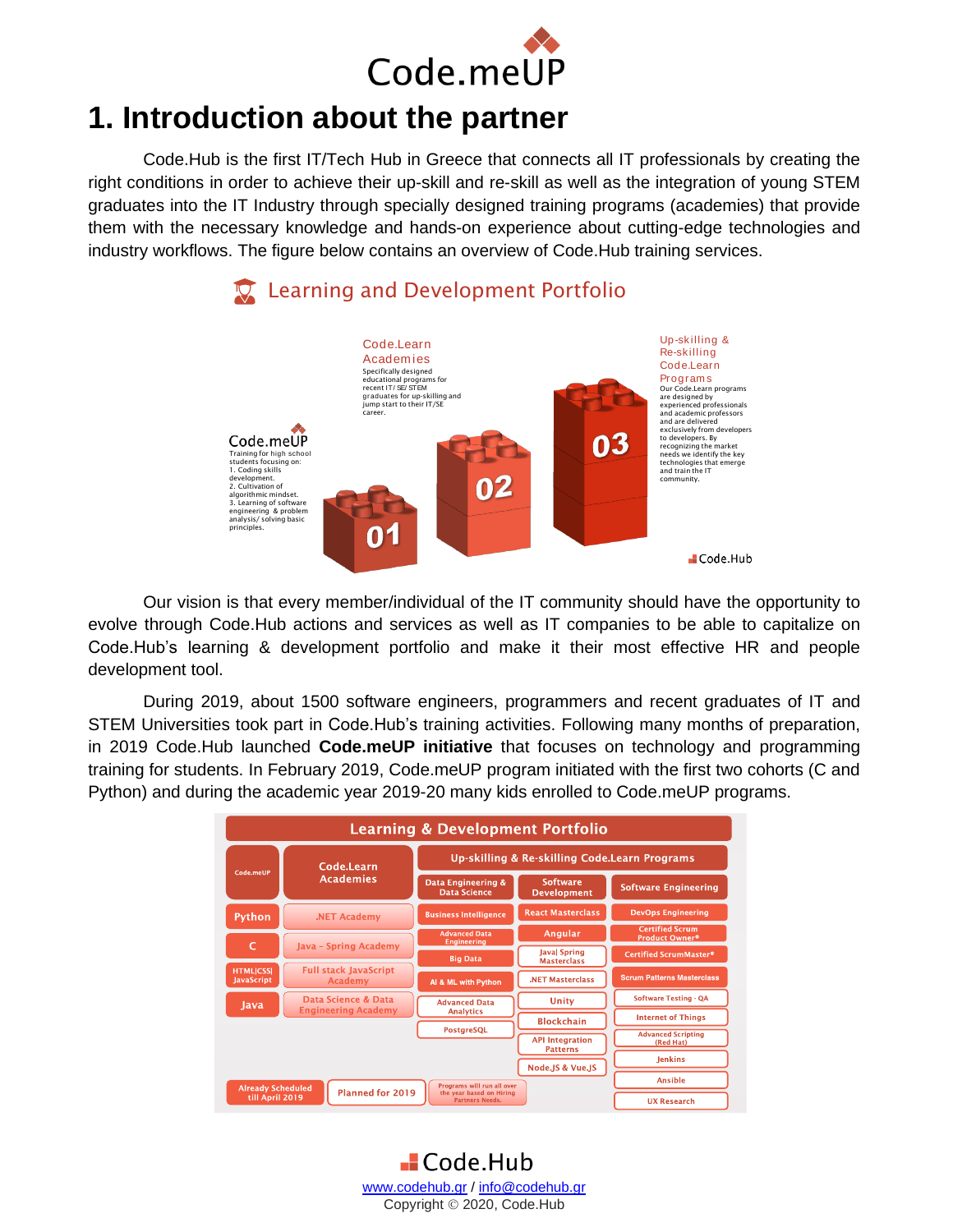# 1. Introduction about the partner

Code.Hub is the first IT/Tech Hub in Greece that connects all IT professionals by creating the right conditions in order to achieve their up-skill and re-skill as well as the integration of young STEM graduates into the IT Industry through specially designed training programs (academies) that provide them with the necessary knowledge and hands-on experience about cutting-edge technologies and industry workflows. The figure below contains an overview of Code.Hub training services.

**Learning and Development Portfolio**

**01 – Code.meUP**
Training for high school students focusing on:
1. Coding skills development.
2. Cultivation of algorithmic mindset.
3. Learning of software engineering & problem analysis/ solving basic principles.

**02 – Code.Learn Academies**
Specifically designed educational programs for recent IT/ SE/ STEM graduates for up-skilling and jump start to their IT/SE career.

**03 – Up-skilling & Re-skilling Code.Learn Programs**
Our Code.Learn programs are designed by experienced professionals and academic professors and are delivered exclusively from developers to developers. By recognizing the market needs we identify the key technologies that emerge and train the IT community.

Our vision is that every member/individual of the IT community should have the opportunity to evolve through Code.Hub actions and services as well as IT companies to be able to capitalize on Code.Hub's learning & development portfolio and make it their most effective HR and people development tool.

During 2019, about 1500 software engineers, programmers and recent graduates of IT and STEM Universities took part in Code.Hub's training activities. Following many months of preparation, in 2019 Code.Hub launched **Code.meUP initiative** that focuses on technology and programming training for students. In February 2019, Code.meUP program initiated with the first two cohorts (C and Python) and during the academic year 2019-20 many kids enrolled to Code.meUP programs.

**Learning & Development Portfolio**

| Code.meUP | Code.Learn Academies | Data Engineering & Data Science | Software Development | Software Engineering |
|---|---|---|---|---|
| Python | .NET Academy | Business Intelligence | React Masterclass | DevOps Engineering |
| C | Java - Spring Academy | Advanced Data Engineering | Angular | Certified Scrum Product Owner® |
| HTML/CSS/ JavaScript | Full stack JavaScript Academy | Big Data | Java/ Spring Masterclass | Certified ScrumMaster® |
| Java | Data Science & Data Engineering Academy | AI & ML with Python | .NET Masterclass | Scrum Patterns Masterclass |
| | | Advanced Data Analytics | Unity | Software Testing - QA |
| | | PostgreSQL | Blockchain | Internet of Things |
| | | | API Integration Patterns | Advanced Scripting (Red Hat) |
| | | | Node.JS & Vue.JS | Jenkins |
| | | | | Ansible |
| | | | | UX Research |

(Columns 3–5: Up-skilling & Re-skilling Code.Learn Programs)

Legend: Already Scheduled till April 2019 / Planned for 2019 / Programs will run all over the year based on Hiring Partners Needs.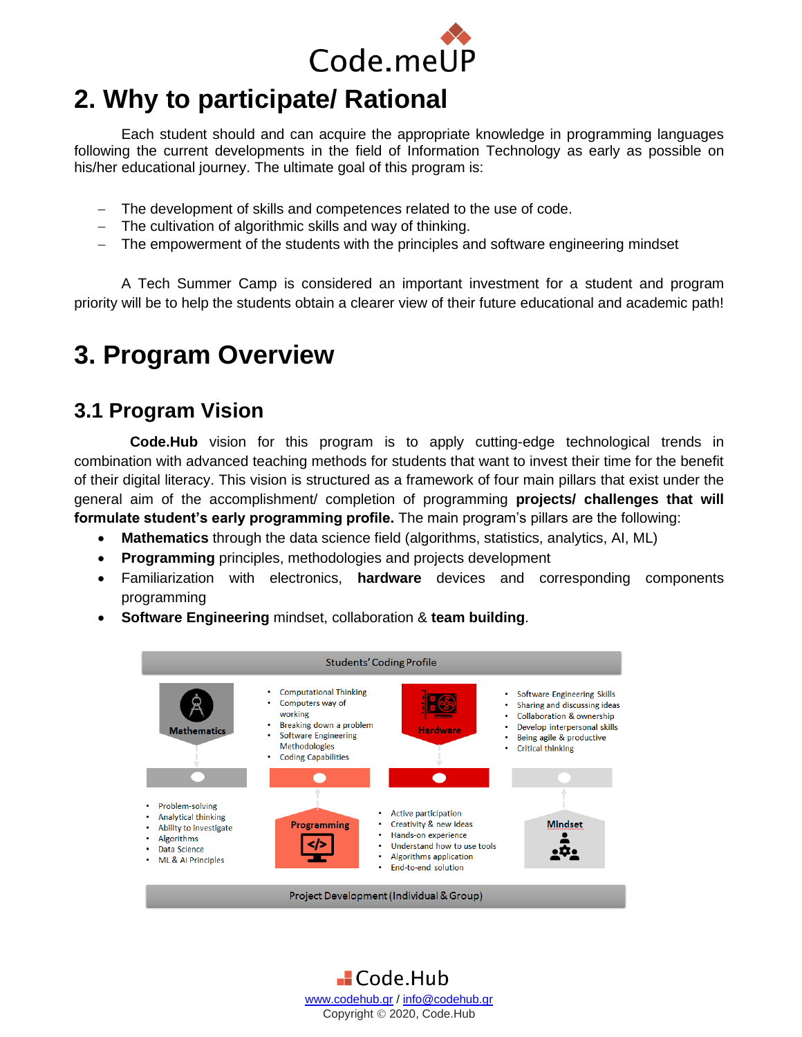# 2. Why to participate/ Rational

Each student should and can acquire the appropriate knowledge in programming languages following the current developments in the field of Information Technology as early as possible on his/her educational journey. The ultimate goal of this program is:

- The development of skills and competences related to the use of code.
- The cultivation of algorithmic skills and way of thinking.
- The empowerment of the students with the principles and software engineering mindset

A Tech Summer Camp is considered an important investment for a student and program priority will be to help the students obtain a clearer view of their future educational and academic path!

# 3. Program Overview

## 3.1 Program Vision

**Code.Hub** vision for this program is to apply cutting-edge technological trends in combination with advanced teaching methods for students that want to invest their time for the benefit of their digital literacy. This vision is structured as a framework of four main pillars that exist under the general aim of the accomplishment/ completion of programming **projects/ challenges that will formulate student's early programming profile.** The main program's pillars are the following:

- **Mathematics** through the data science field (algorithms, statistics, analytics, AI, ML)
- **Programming** principles, methodologies and projects development
- Familiarization with electronics, **hardware** devices and corresponding components programming
- **Software Engineering** mindset, collaboration & **team building**.

Students' Coding Profile

**Mathematics**
- Problem-solving
- Analytical thinking
- Ability to investigate
- Algorithms
- Data Science
- ML & AI Principles

**Programming**
- Computational Thinking
- Computers way of working
- Breaking down a problem
- Software Engineering Methodologies
- Coding Capabilities

**Hardware**
- Active participation
- Creativity & new ideas
- Hands-on experience
- Understand how to use tools
- Algorithms application
- End-to-end solution

**Mindset**
- Software Engineering Skills
- Sharing and discussing ideas
- Collaboration & ownership
- Develop interpersonal skills
- Being agile & productive
- Critical thinking

Project Development (Individual & Group)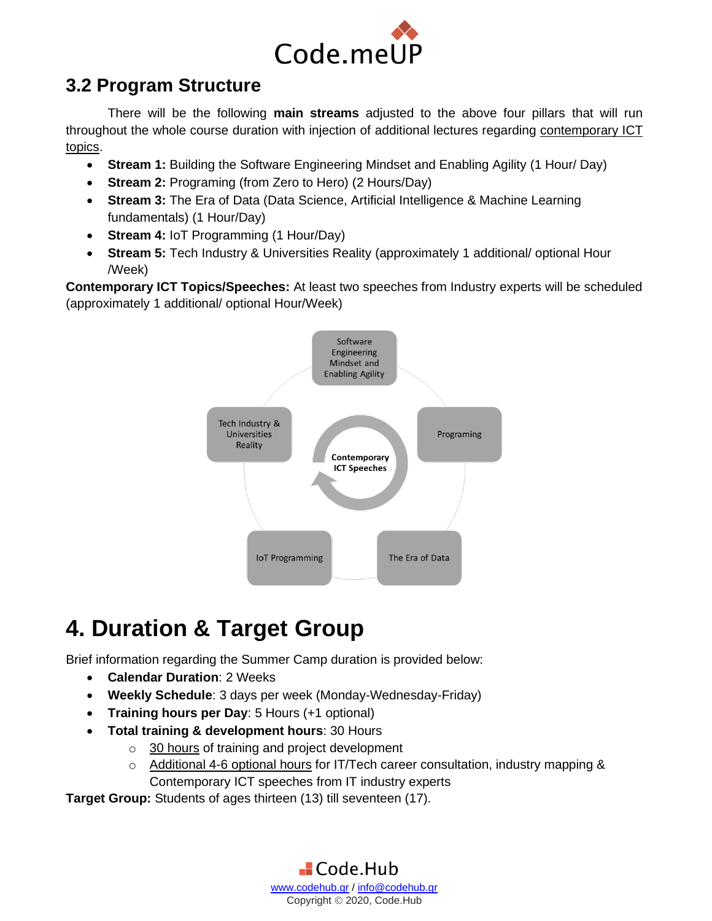## 3.2 Program Structure

There will be the following **main streams** adjusted to the above four pillars that will run throughout the whole course duration with injection of additional lectures regarding contemporary ICT topics.

- **Stream 1:** Building the Software Engineering Mindset and Enabling Agility (1 Hour/ Day)
- **Stream 2:** Programing (from Zero to Hero) (2 Hours/Day)
- **Stream 3:** The Era of Data (Data Science, Artificial Intelligence & Machine Learning fundamentals) (1 Hour/Day)
- **Stream 4:** IoT Programming (1 Hour/Day)
- **Stream 5:** Tech Industry & Universities Reality (approximately 1 additional/ optional Hour /Week)

**Contemporary ICT Topics/Speeches:** At least two speeches from Industry experts will be scheduled (approximately 1 additional/ optional Hour/Week)

# 4. Duration & Target Group

Brief information regarding the Summer Camp duration is provided below:

- **Calendar Duration**: 2 Weeks
- **Weekly Schedule**: 3 days per week (Monday-Wednesday-Friday)
- **Training hours per Day**: 5 Hours (+1 optional)
- **Total training & development hours**: 30 Hours
  - 30 hours of training and project development
  - Additional 4-6 optional hours for IT/Tech career consultation, industry mapping & Contemporary ICT speeches from IT industry experts

**Target Group:** Students of ages thirteen (13) till seventeen (17).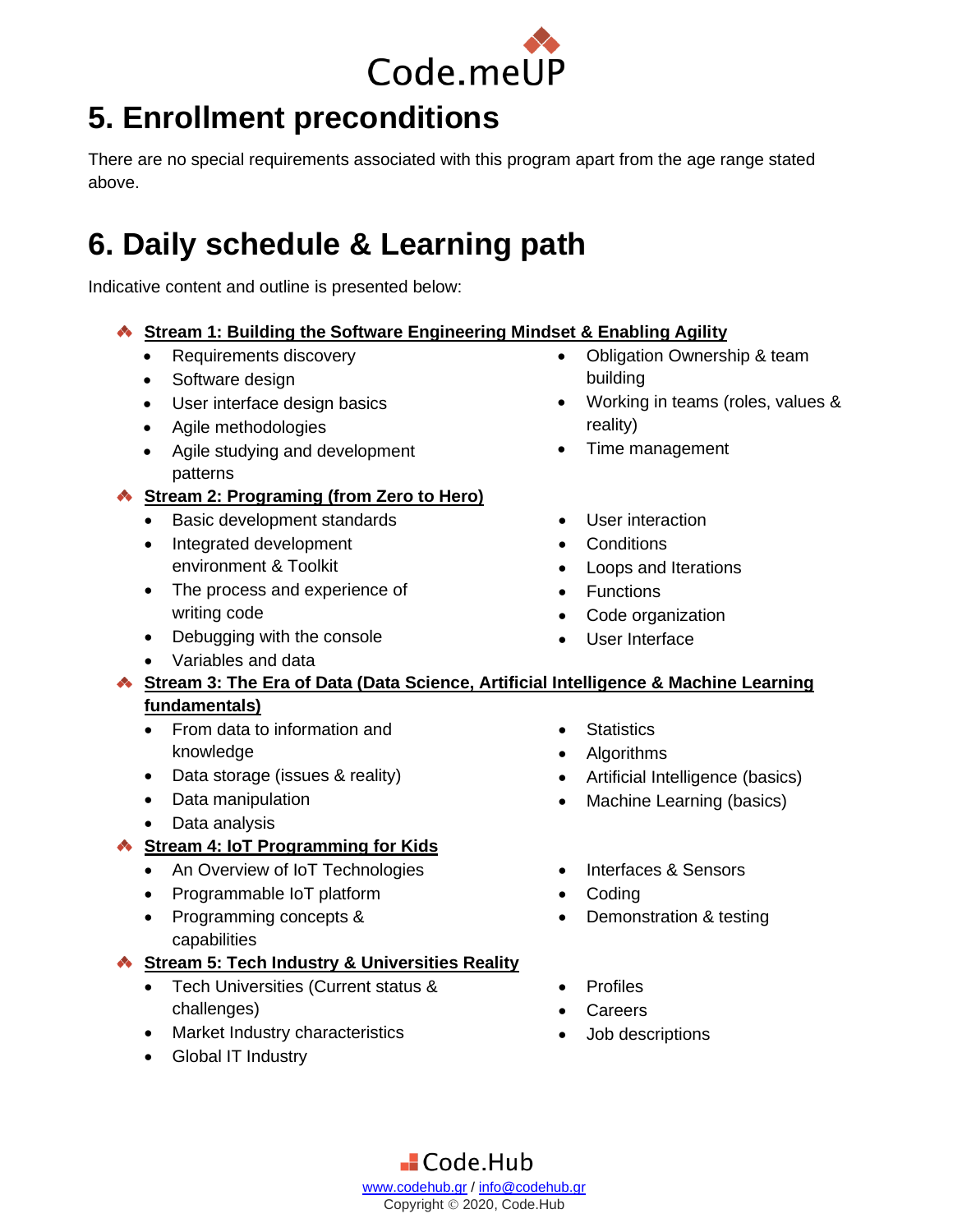## 5. Enrollment preconditions

There are no special requirements associated with this program apart from the age range stated above.

## 6. Daily schedule & Learning path

Indicative content and outline is presented below:

- **Stream 1: Building the Software Engineering Mindset & Enabling Agility**
  - Requirements discovery
  - Software design
  - User interface design basics
  - Agile methodologies
  - Agile studying and development patterns
  - Obligation Ownership & team building
  - Working in teams (roles, values & reality)
  - Time management
- **Stream 2: Programing (from Zero to Hero)**
  - Basic development standards
  - Integrated development environment & Toolkit
  - The process and experience of writing code
  - Debugging with the console
  - Variables and data
  - User interaction
  - Conditions
  - Loops and Iterations
  - Functions
  - Code organization
  - User Interface
- **Stream 3: The Era of Data (Data Science, Artificial Intelligence & Machine Learning fundamentals)**
  - From data to information and knowledge
  - Data storage (issues & reality)
  - Data manipulation
  - Data analysis
  - Statistics
  - Algorithms
  - Artificial Intelligence (basics)
  - Machine Learning (basics)
- **Stream 4: IoT Programming for Kids**
  - An Overview of IoT Technologies
  - Programmable IoT platform
  - Programming concepts & capabilities
  - Interfaces & Sensors
  - Coding
  - Demonstration & testing
- **Stream 5: Tech Industry & Universities Reality**
  - Tech Universities (Current status & challenges)
  - Market Industry characteristics
  - Global IT Industry
  - Profiles
  - Careers
  - Job descriptions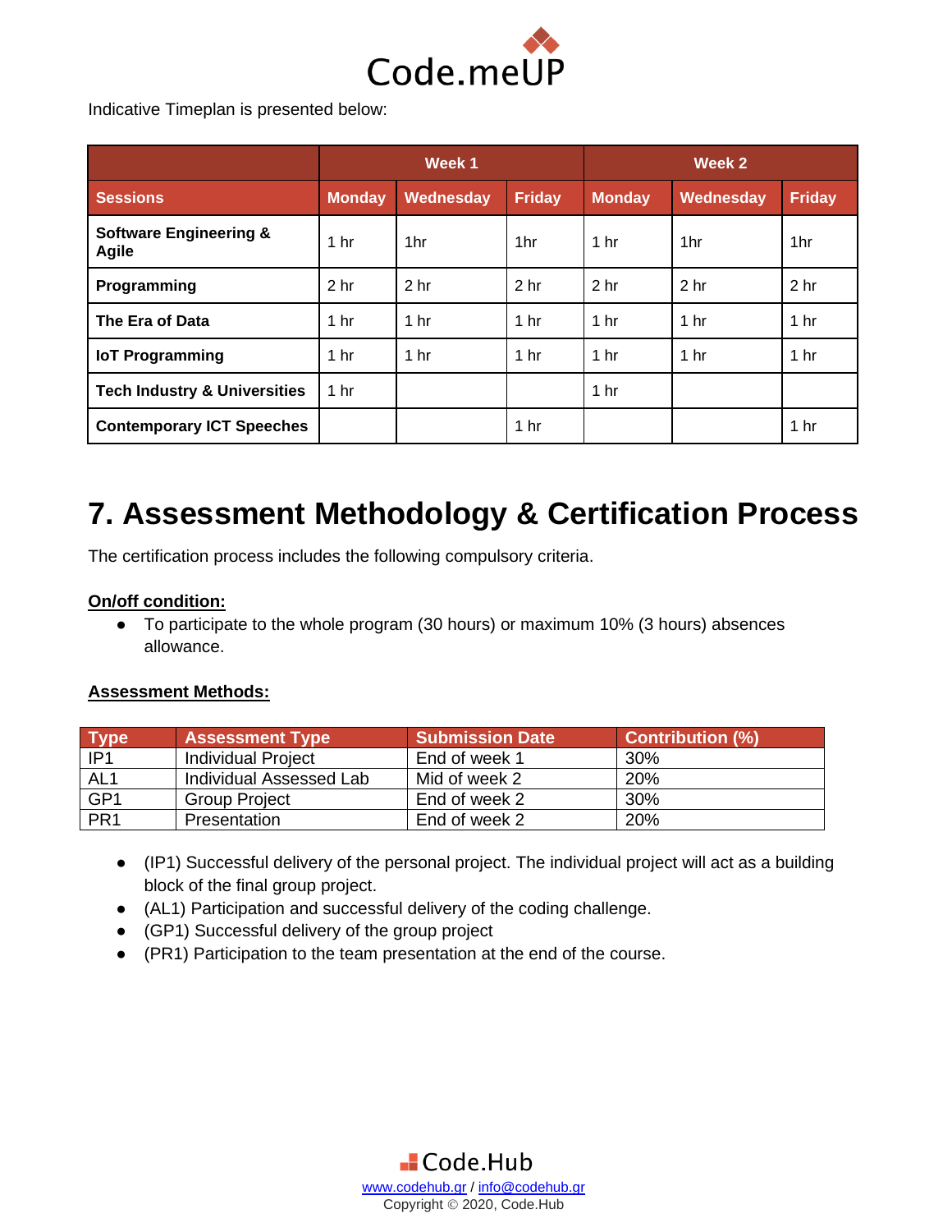Indicative Timeplan is presented below:

| | Week 1 | | | Week 2 | | |
|---|---|---|---|---|---|---|
| **Sessions** | **Monday** | **Wednesday** | **Friday** | **Monday** | **Wednesday** | **Friday** |
| **Software Engineering & Agile** | 1 hr | 1hr | 1hr | 1 hr | 1hr | 1hr |
| **Programming** | 2 hr | 2 hr | 2 hr | 2 hr | 2 hr | 2 hr |
| **The Era of Data** | 1 hr | 1 hr | 1 hr | 1 hr | 1 hr | 1 hr |
| **IoT Programming** | 1 hr | 1 hr | 1 hr | 1 hr | 1 hr | 1 hr |
| **Tech Industry & Universities** | 1 hr | | | 1 hr | | |
| **Contemporary ICT Speeches** | | | 1 hr | | | 1 hr |

# 7. Assessment Methodology & Certification Process

The certification process includes the following compulsory criteria.

**On/off condition:**

- To participate to the whole program (30 hours) or maximum 10% (3 hours) absences allowance.

**Assessment Methods:**

| Type | Assessment Type | Submission Date | Contribution (%) |
|---|---|---|---|
| IP1 | Individual Project | End of week 1 | 30% |
| AL1 | Individual Assessed Lab | Mid of week 2 | 20% |
| GP1 | Group Project | End of week 2 | 30% |
| PR1 | Presentation | End of week 2 | 20% |

- (IP1) Successful delivery of the personal project. The individual project will act as a building block of the final group project.
- (AL1) Participation and successful delivery of the coding challenge.
- (GP1) Successful delivery of the group project
- (PR1) Participation to the team presentation at the end of the course.